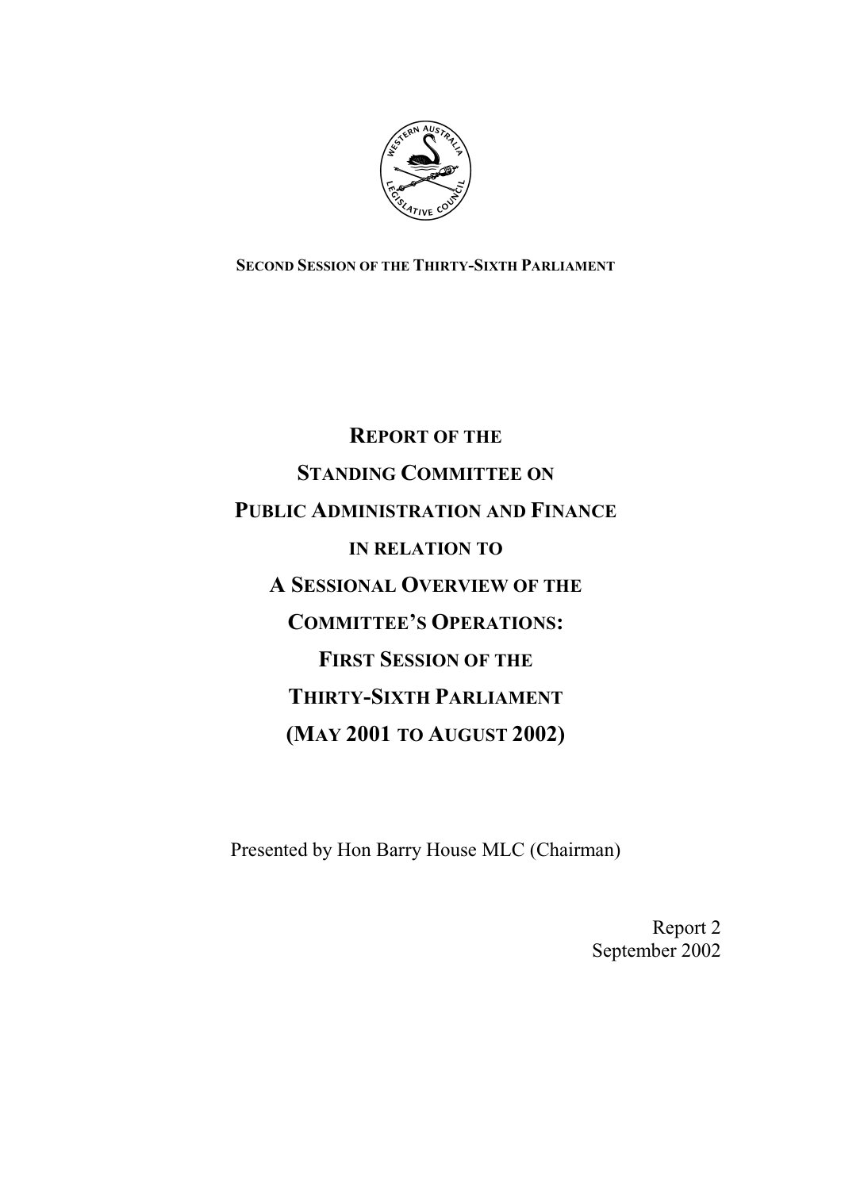**SECOND SESSION OF THE THIRTY-SIXTH PARLIAMENT**

# REPORT OF THE STANDING COMMITTEE ON PUBLIC ADMINISTRATION AND FINANCE IN RELATION TO A SESSIONAL OVERVIEW OF THE COMMITTEE'S OPERATIONS: FIRST SESSION OF THE THIRTY-SIXTH PARLIAMENT (MAY 2001 TO AUGUST 2002)

Presented by Hon Barry House MLC (Chairman)

Report 2
September 2002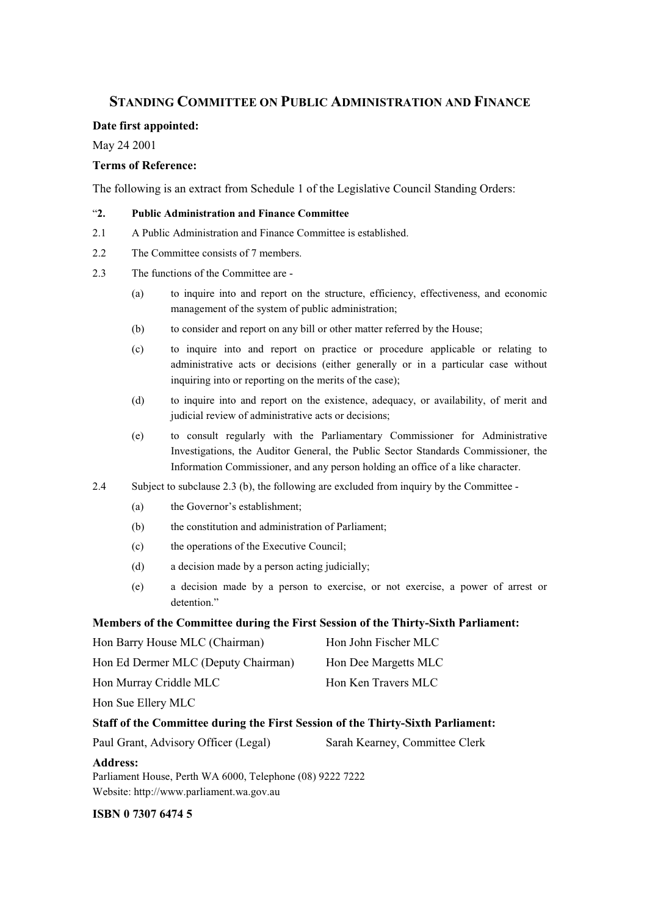## Standing Committee on Public Administration and Finance

**Date first appointed:**

May 24 2001

**Terms of Reference:**

The following is an extract from Schedule 1 of the Legislative Council Standing Orders:

"**2. Public Administration and Finance Committee**

2.1 A Public Administration and Finance Committee is established.

2.2 The Committee consists of 7 members.

2.3 The functions of the Committee are -

(a) to inquire into and report on the structure, efficiency, effectiveness, and economic management of the system of public administration;

(b) to consider and report on any bill or other matter referred by the House;

(c) to inquire into and report on practice or procedure applicable or relating to administrative acts or decisions (either generally or in a particular case without inquiring into or reporting on the merits of the case);

(d) to inquire into and report on the existence, adequacy, or availability, of merit and judicial review of administrative acts or decisions;

(e) to consult regularly with the Parliamentary Commissioner for Administrative Investigations, the Auditor General, the Public Sector Standards Commissioner, the Information Commissioner, and any person holding an office of a like character.

2.4 Subject to subclause 2.3 (b), the following are excluded from inquiry by the Committee -

(a) the Governor's establishment;

(b) the constitution and administration of Parliament;

(c) the operations of the Executive Council;

(d) a decision made by a person acting judicially;

(e) a decision made by a person to exercise, or not exercise, a power of arrest or detention."

**Members of the Committee during the First Session of the Thirty-Sixth Parliament:**

Hon Barry House MLC (Chairman)

Hon Ed Dermer MLC (Deputy Chairman)

Hon Murray Criddle MLC

Hon Sue Ellery MLC

Hon John Fischer MLC

Hon Dee Margetts MLC

Hon Ken Travers MLC

**Staff of the Committee during the First Session of the Thirty-Sixth Parliament:**

Paul Grant, Advisory Officer (Legal)

Sarah Kearney, Committee Clerk

**Address:**

Parliament House, Perth WA 6000, Telephone (08) 9222 7222
Website: http://www.parliament.wa.gov.au

**ISBN 0 7307 6474 5**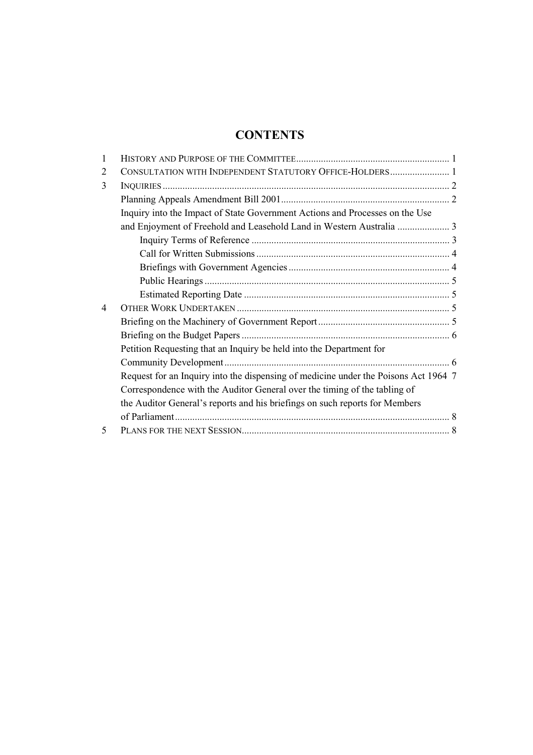# CONTENTS

| | | |
|---|---|---|
| 1 | HISTORY AND PURPOSE OF THE COMMITTEE | 1 |
| 2 | CONSULTATION WITH INDEPENDENT STATUTORY OFFICE-HOLDERS | 1 |
| 3 | INQUIRIES | 2 |
| | Planning Appeals Amendment Bill 2001 | 2 |
| | Inquiry into the Impact of State Government Actions and Processes on the Use and Enjoyment of Freehold and Leasehold Land in Western Australia | 3 |
| | Inquiry Terms of Reference | 3 |
| | Call for Written Submissions | 4 |
| | Briefings with Government Agencies | 4 |
| | Public Hearings | 5 |
| | Estimated Reporting Date | 5 |
| 4 | OTHER WORK UNDERTAKEN | 5 |
| | Briefing on the Machinery of Government Report | 5 |
| | Briefing on the Budget Papers | 6 |
| | Petition Requesting that an Inquiry be held into the Department for Community Development | 6 |
| | Request for an Inquiry into the dispensing of medicine under the Poisons Act 1964 | 7 |
| | Correspondence with the Auditor General over the timing of the tabling of the Auditor General's reports and his briefings on such reports for Members of Parliament | 8 |
| 5 | PLANS FOR THE NEXT SESSION | 8 |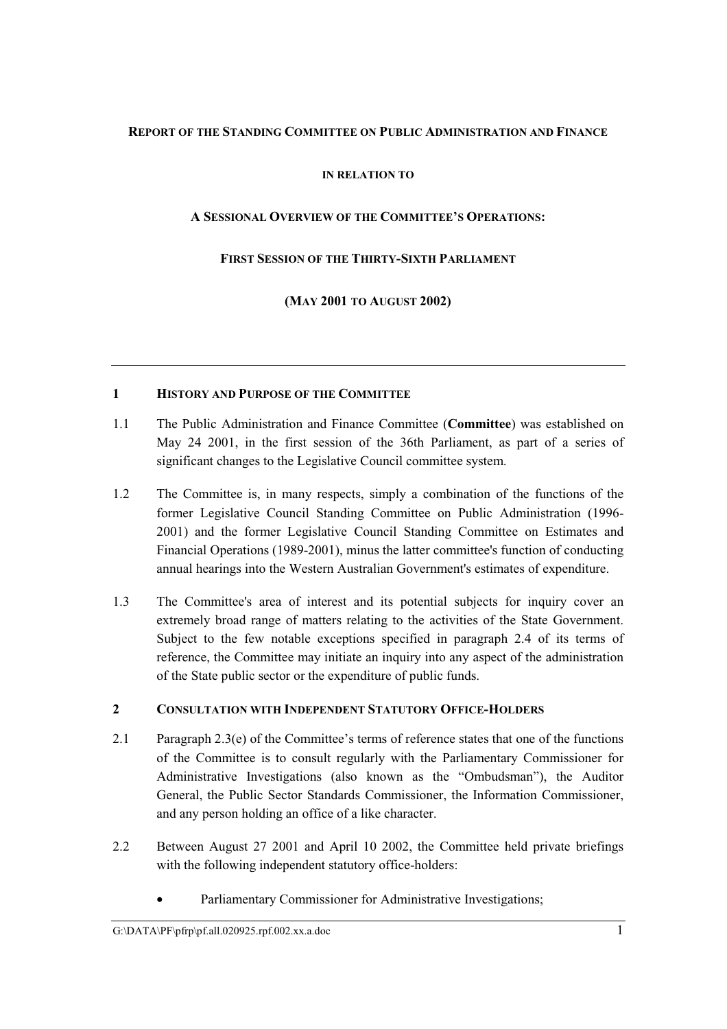**REPORT OF THE STANDING COMMITTEE ON PUBLIC ADMINISTRATION AND FINANCE**

**IN RELATION TO**

**A SESSIONAL OVERVIEW OF THE COMMITTEE'S OPERATIONS:**

**FIRST SESSION OF THE THIRTY-SIXTH PARLIAMENT**

**(MAY 2001 TO AUGUST 2002)**

---

## 1 HISTORY AND PURPOSE OF THE COMMITTEE

1.1 The Public Administration and Finance Committee (**Committee**) was established on May 24 2001, in the first session of the 36th Parliament, as part of a series of significant changes to the Legislative Council committee system.

1.2 The Committee is, in many respects, simply a combination of the functions of the former Legislative Council Standing Committee on Public Administration (1996-2001) and the former Legislative Council Standing Committee on Estimates and Financial Operations (1989-2001), minus the latter committee's function of conducting annual hearings into the Western Australian Government's estimates of expenditure.

1.3 The Committee's area of interest and its potential subjects for inquiry cover an extremely broad range of matters relating to the activities of the State Government. Subject to the few notable exceptions specified in paragraph 2.4 of its terms of reference, the Committee may initiate an inquiry into any aspect of the administration of the State public sector or the expenditure of public funds.

## 2 CONSULTATION WITH INDEPENDENT STATUTORY OFFICE-HOLDERS

2.1 Paragraph 2.3(e) of the Committee's terms of reference states that one of the functions of the Committee is to consult regularly with the Parliamentary Commissioner for Administrative Investigations (also known as the "Ombudsman"), the Auditor General, the Public Sector Standards Commissioner, the Information Commissioner, and any person holding an office of a like character.

2.2 Between August 27 2001 and April 10 2002, the Committee held private briefings with the following independent statutory office-holders:

- Parliamentary Commissioner for Administrative Investigations;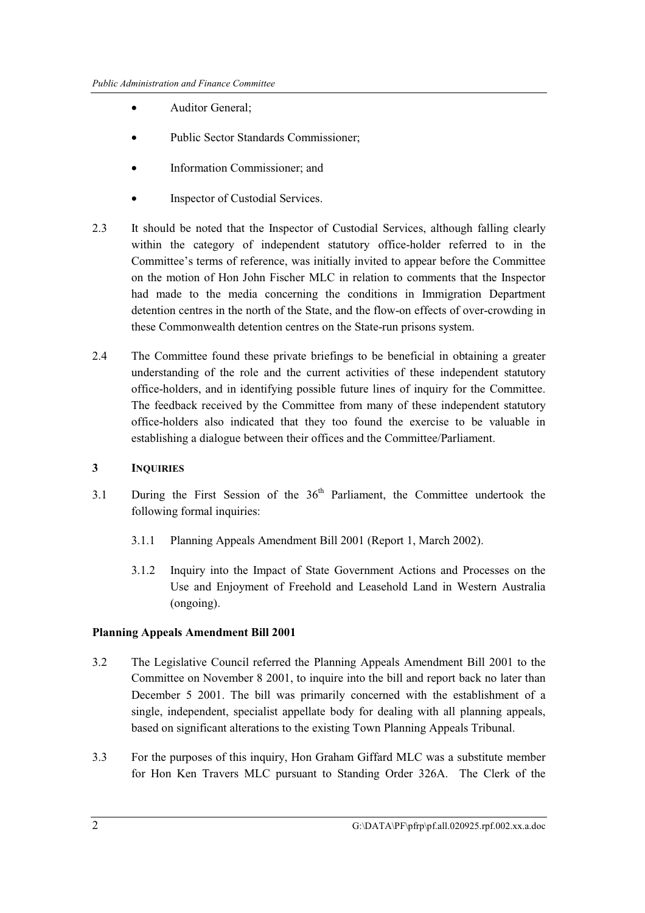- Auditor General;
- Public Sector Standards Commissioner;
- Information Commissioner; and
- Inspector of Custodial Services.

2.3 It should be noted that the Inspector of Custodial Services, although falling clearly within the category of independent statutory office-holder referred to in the Committee's terms of reference, was initially invited to appear before the Committee on the motion of Hon John Fischer MLC in relation to comments that the Inspector had made to the media concerning the conditions in Immigration Department detention centres in the north of the State, and the flow-on effects of over-crowding in these Commonwealth detention centres on the State-run prisons system.

2.4 The Committee found these private briefings to be beneficial in obtaining a greater understanding of the role and the current activities of these independent statutory office-holders, and in identifying possible future lines of inquiry for the Committee. The feedback received by the Committee from many of these independent statutory office-holders also indicated that they too found the exercise to be valuable in establishing a dialogue between their offices and the Committee/Parliament.

## 3 INQUIRIES

3.1 During the First Session of the 36th Parliament, the Committee undertook the following formal inquiries:

3.1.1 Planning Appeals Amendment Bill 2001 (Report 1, March 2002).

3.1.2 Inquiry into the Impact of State Government Actions and Processes on the Use and Enjoyment of Freehold and Leasehold Land in Western Australia (ongoing).

**Planning Appeals Amendment Bill 2001**

3.2 The Legislative Council referred the Planning Appeals Amendment Bill 2001 to the Committee on November 8 2001, to inquire into the bill and report back no later than December 5 2001. The bill was primarily concerned with the establishment of a single, independent, specialist appellate body for dealing with all planning appeals, based on significant alterations to the existing Town Planning Appeals Tribunal.

3.3 For the purposes of this inquiry, Hon Graham Giffard MLC was a substitute member for Hon Ken Travers MLC pursuant to Standing Order 326A. The Clerk of the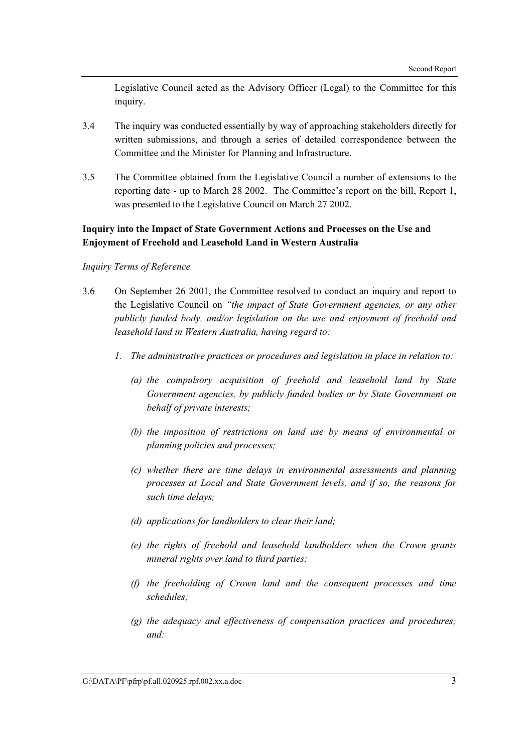Legislative Council acted as the Advisory Officer (Legal) to the Committee for this inquiry.

3.4 The inquiry was conducted essentially by way of approaching stakeholders directly for written submissions, and through a series of detailed correspondence between the Committee and the Minister for Planning and Infrastructure.

3.5 The Committee obtained from the Legislative Council a number of extensions to the reporting date - up to March 28 2002. The Committee's report on the bill, Report 1, was presented to the Legislative Council on March 27 2002.

**Inquiry into the Impact of State Government Actions and Processes on the Use and Enjoyment of Freehold and Leasehold Land in Western Australia**

*Inquiry Terms of Reference*

3.6 On September 26 2001, the Committee resolved to conduct an inquiry and report to the Legislative Council on *"the impact of State Government agencies, or any other publicly funded body, and/or legislation on the use and enjoyment of freehold and leasehold land in Western Australia, having regard to:*

*1. The administrative practices or procedures and legislation in place in relation to:*

*(a) the compulsory acquisition of freehold and leasehold land by State Government agencies, by publicly funded bodies or by State Government on behalf of private interests;*

*(b) the imposition of restrictions on land use by means of environmental or planning policies and processes;*

*(c) whether there are time delays in environmental assessments and planning processes at Local and State Government levels, and if so, the reasons for such time delays;*

*(d) applications for landholders to clear their land;*

*(e) the rights of freehold and leasehold landholders when the Crown grants mineral rights over land to third parties;*

*(f) the freeholding of Crown land and the consequent processes and time schedules;*

*(g) the adequacy and effectiveness of compensation practices and procedures; and:*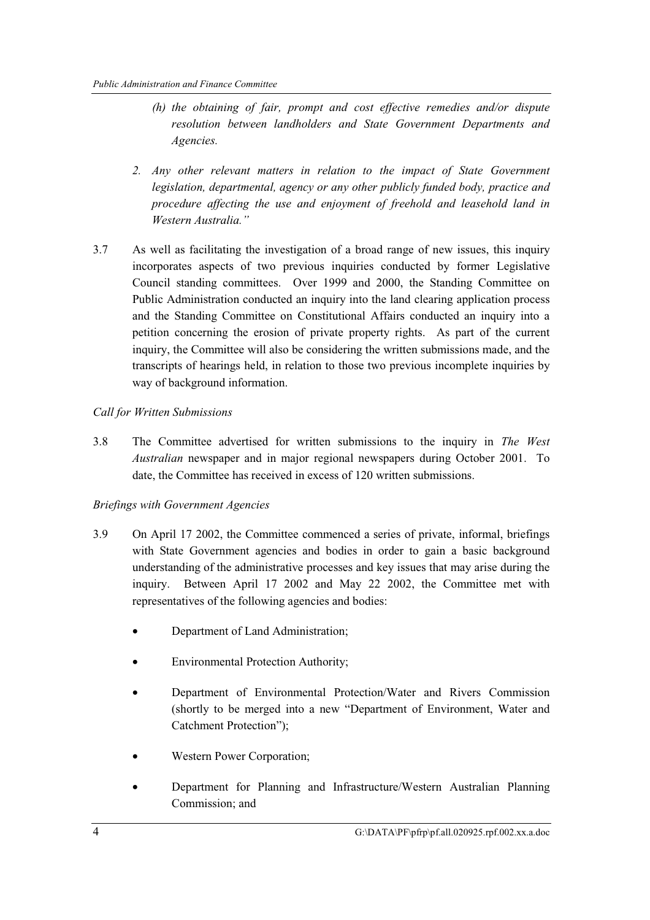*(h) the obtaining of fair, prompt and cost effective remedies and/or dispute resolution between landholders and State Government Departments and Agencies.*

*2. Any other relevant matters in relation to the impact of State Government legislation, departmental, agency or any other publicly funded body, practice and procedure affecting the use and enjoyment of freehold and leasehold land in Western Australia."*

3.7 As well as facilitating the investigation of a broad range of new issues, this inquiry incorporates aspects of two previous inquiries conducted by former Legislative Council standing committees. Over 1999 and 2000, the Standing Committee on Public Administration conducted an inquiry into the land clearing application process and the Standing Committee on Constitutional Affairs conducted an inquiry into a petition concerning the erosion of private property rights. As part of the current inquiry, the Committee will also be considering the written submissions made, and the transcripts of hearings held, in relation to those two previous incomplete inquiries by way of background information.

*Call for Written Submissions*

3.8 The Committee advertised for written submissions to the inquiry in *The West Australian* newspaper and in major regional newspapers during October 2001. To date, the Committee has received in excess of 120 written submissions.

*Briefings with Government Agencies*

3.9 On April 17 2002, the Committee commenced a series of private, informal, briefings with State Government agencies and bodies in order to gain a basic background understanding of the administrative processes and key issues that may arise during the inquiry. Between April 17 2002 and May 22 2002, the Committee met with representatives of the following agencies and bodies:

- Department of Land Administration;
- Environmental Protection Authority;
- Department of Environmental Protection/Water and Rivers Commission (shortly to be merged into a new "Department of Environment, Water and Catchment Protection");
- Western Power Corporation;
- Department for Planning and Infrastructure/Western Australian Planning Commission; and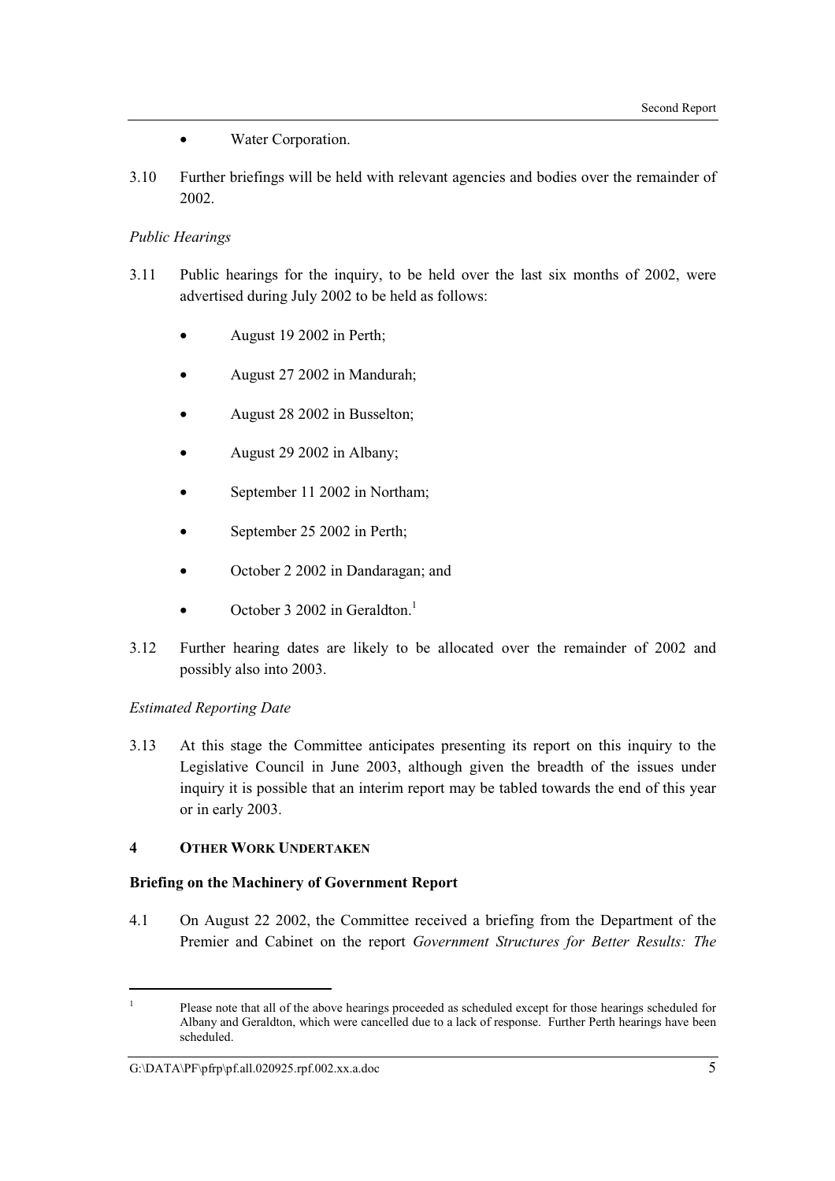- Water Corporation.

3.10 Further briefings will be held with relevant agencies and bodies over the remainder of 2002.

*Public Hearings*

3.11 Public hearings for the inquiry, to be held over the last six months of 2002, were advertised during July 2002 to be held as follows:

- August 19 2002 in Perth;
- August 27 2002 in Mandurah;
- August 28 2002 in Busselton;
- August 29 2002 in Albany;
- September 11 2002 in Northam;
- September 25 2002 in Perth;
- October 2 2002 in Dandaragan; and
- October 3 2002 in Geraldton.[1]

3.12 Further hearing dates are likely to be allocated over the remainder of 2002 and possibly also into 2003.

*Estimated Reporting Date*

3.13 At this stage the Committee anticipates presenting its report on this inquiry to the Legislative Council in June 2003, although given the breadth of the issues under inquiry it is possible that an interim report may be tabled towards the end of this year or in early 2003.

## 4 OTHER WORK UNDERTAKEN

### Briefing on the Machinery of Government Report

4.1 On August 22 2002, the Committee received a briefing from the Department of the Premier and Cabinet on the report *Government Structures for Better Results: The*

---

[1] Please note that all of the above hearings proceeded as scheduled except for those hearings scheduled for Albany and Geraldton, which were cancelled due to a lack of response. Further Perth hearings have been scheduled.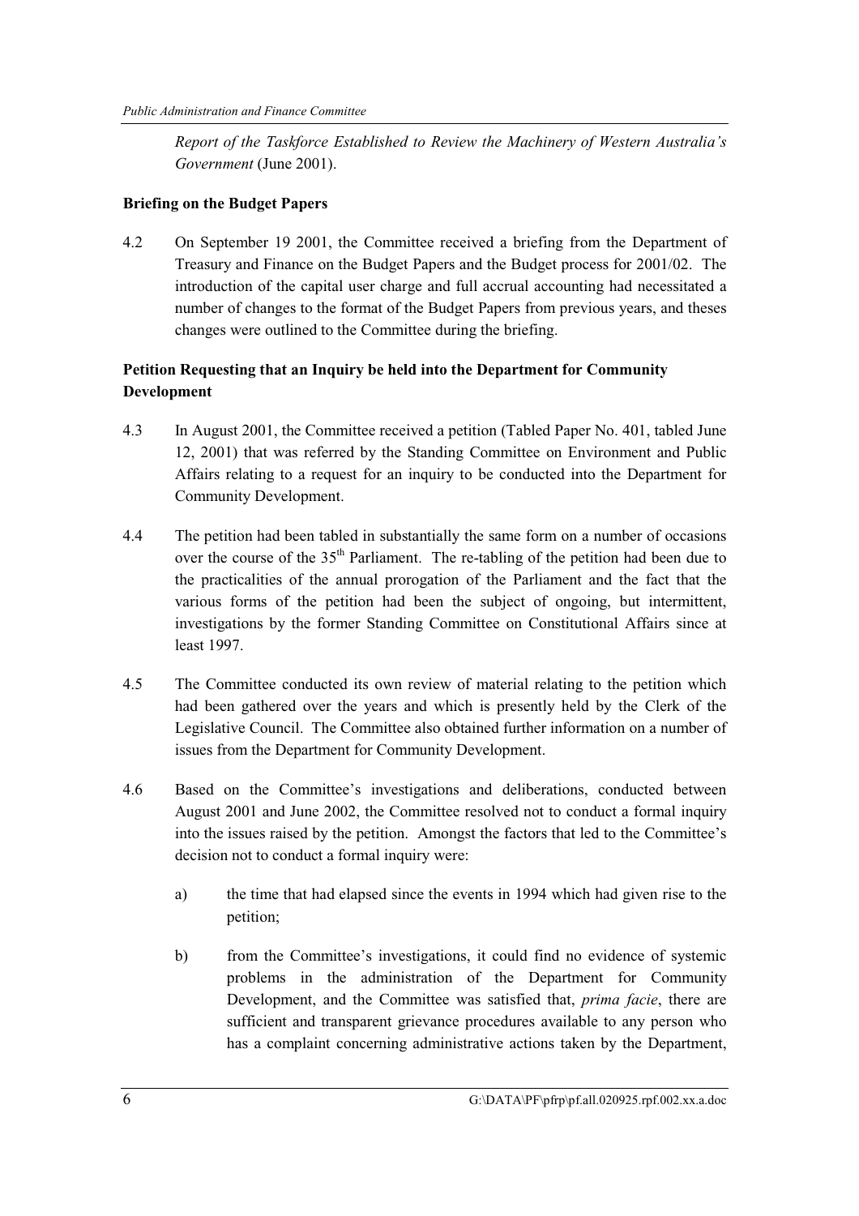*Report of the Taskforce Established to Review the Machinery of Western Australia's Government* (June 2001).

**Briefing on the Budget Papers**

4.2 On September 19 2001, the Committee received a briefing from the Department of Treasury and Finance on the Budget Papers and the Budget process for 2001/02. The introduction of the capital user charge and full accrual accounting had necessitated a number of changes to the format of the Budget Papers from previous years, and theses changes were outlined to the Committee during the briefing.

**Petition Requesting that an Inquiry be held into the Department for Community Development**

4.3 In August 2001, the Committee received a petition (Tabled Paper No. 401, tabled June 12, 2001) that was referred by the Standing Committee on Environment and Public Affairs relating to a request for an inquiry to be conducted into the Department for Community Development.

4.4 The petition had been tabled in substantially the same form on a number of occasions over the course of the 35th Parliament. The re-tabling of the petition had been due to the practicalities of the annual prorogation of the Parliament and the fact that the various forms of the petition had been the subject of ongoing, but intermittent, investigations by the former Standing Committee on Constitutional Affairs since at least 1997.

4.5 The Committee conducted its own review of material relating to the petition which had been gathered over the years and which is presently held by the Clerk of the Legislative Council. The Committee also obtained further information on a number of issues from the Department for Community Development.

4.6 Based on the Committee's investigations and deliberations, conducted between August 2001 and June 2002, the Committee resolved not to conduct a formal inquiry into the issues raised by the petition. Amongst the factors that led to the Committee's decision not to conduct a formal inquiry were:

a) the time that had elapsed since the events in 1994 which had given rise to the petition;

b) from the Committee's investigations, it could find no evidence of systemic problems in the administration of the Department for Community Development, and the Committee was satisfied that, *prima facie*, there are sufficient and transparent grievance procedures available to any person who has a complaint concerning administrative actions taken by the Department,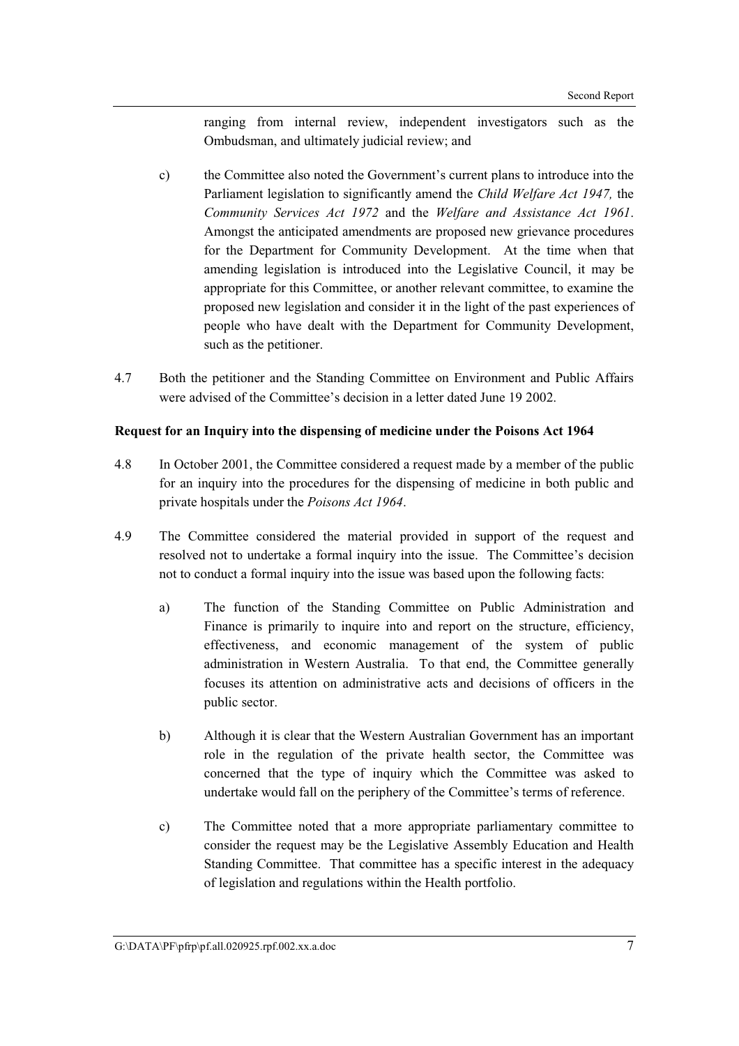ranging from internal review, independent investigators such as the Ombudsman, and ultimately judicial review; and

c) the Committee also noted the Government's current plans to introduce into the Parliament legislation to significantly amend the *Child Welfare Act 1947,* the *Community Services Act 1972* and the *Welfare and Assistance Act 1961*. Amongst the anticipated amendments are proposed new grievance procedures for the Department for Community Development. At the time when that amending legislation is introduced into the Legislative Council, it may be appropriate for this Committee, or another relevant committee, to examine the proposed new legislation and consider it in the light of the past experiences of people who have dealt with the Department for Community Development, such as the petitioner.

4.7 Both the petitioner and the Standing Committee on Environment and Public Affairs were advised of the Committee's decision in a letter dated June 19 2002.

**Request for an Inquiry into the dispensing of medicine under the Poisons Act 1964**

4.8 In October 2001, the Committee considered a request made by a member of the public for an inquiry into the procedures for the dispensing of medicine in both public and private hospitals under the *Poisons Act 1964*.

4.9 The Committee considered the material provided in support of the request and resolved not to undertake a formal inquiry into the issue. The Committee's decision not to conduct a formal inquiry into the issue was based upon the following facts:

a) The function of the Standing Committee on Public Administration and Finance is primarily to inquire into and report on the structure, efficiency, effectiveness, and economic management of the system of public administration in Western Australia. To that end, the Committee generally focuses its attention on administrative acts and decisions of officers in the public sector.

b) Although it is clear that the Western Australian Government has an important role in the regulation of the private health sector, the Committee was concerned that the type of inquiry which the Committee was asked to undertake would fall on the periphery of the Committee's terms of reference.

c) The Committee noted that a more appropriate parliamentary committee to consider the request may be the Legislative Assembly Education and Health Standing Committee. That committee has a specific interest in the adequacy of legislation and regulations within the Health portfolio.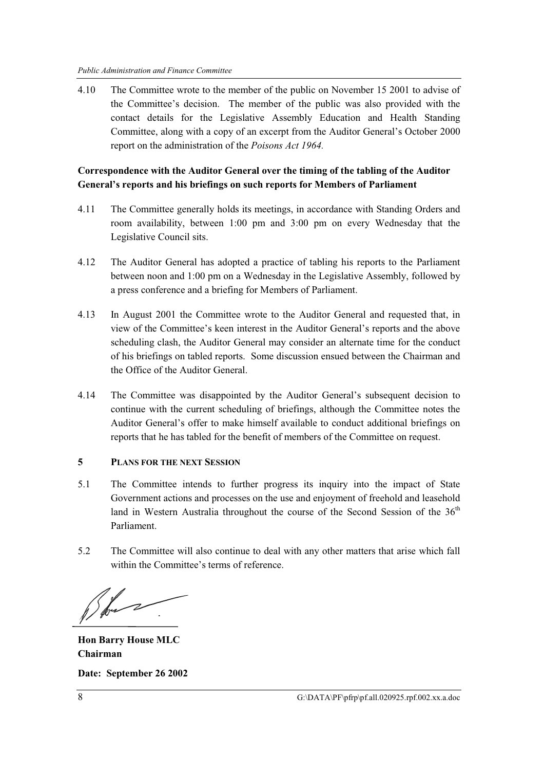4.10 The Committee wrote to the member of the public on November 15 2001 to advise of the Committee's decision. The member of the public was also provided with the contact details for the Legislative Assembly Education and Health Standing Committee, along with a copy of an excerpt from the Auditor General's October 2000 report on the administration of the *Poisons Act 1964*.

**Correspondence with the Auditor General over the timing of the tabling of the Auditor General's reports and his briefings on such reports for Members of Parliament**

4.11 The Committee generally holds its meetings, in accordance with Standing Orders and room availability, between 1:00 pm and 3:00 pm on every Wednesday that the Legislative Council sits.

4.12 The Auditor General has adopted a practice of tabling his reports to the Parliament between noon and 1:00 pm on a Wednesday in the Legislative Assembly, followed by a press conference and a briefing for Members of Parliament.

4.13 In August 2001 the Committee wrote to the Auditor General and requested that, in view of the Committee's keen interest in the Auditor General's reports and the above scheduling clash, the Auditor General may consider an alternate time for the conduct of his briefings on tabled reports. Some discussion ensued between the Chairman and the Office of the Auditor General.

4.14 The Committee was disappointed by the Auditor General's subsequent decision to continue with the current scheduling of briefings, although the Committee notes the Auditor General's offer to make himself available to conduct additional briefings on reports that he has tabled for the benefit of members of the Committee on request.

## 5 PLANS FOR THE NEXT SESSION

5.1 The Committee intends to further progress its inquiry into the impact of State Government actions and processes on the use and enjoyment of freehold and leasehold land in Western Australia throughout the course of the Second Session of the 36th Parliament.

5.2 The Committee will also continue to deal with any other matters that arise which fall within the Committee's terms of reference.

**Hon Barry House MLC**
**Chairman**

**Date: September 26 2002**